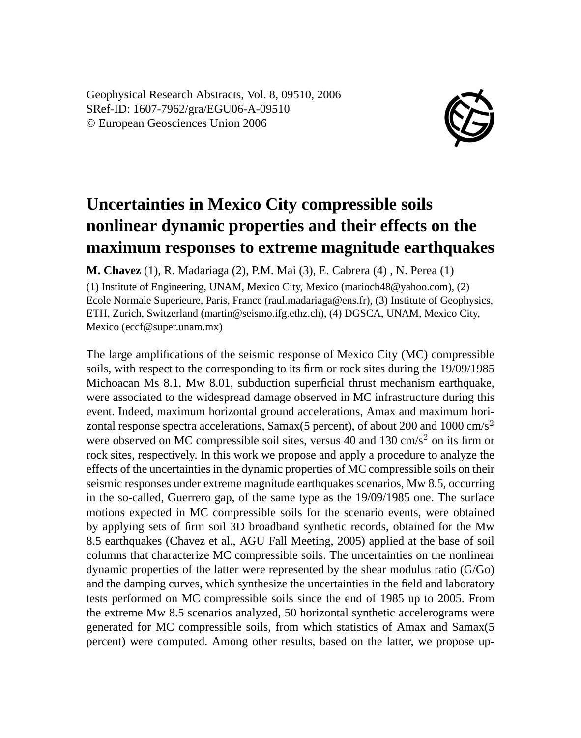Geophysical Research Abstracts, Vol. 8, 09510, 2006
SRef-ID: 1607-7962/gra/EGU06-A-09510
© European Geosciences Union 2006

# Uncertainties in Mexico City compressible soils nonlinear dynamic properties and their effects on the maximum responses to extreme magnitude earthquakes

**M. Chavez** (1), R. Madariaga (2), P.M. Mai (3), E. Cabrera (4) , N. Perea (1)

(1) Institute of Engineering, UNAM, Mexico City, Mexico (marioch48@yahoo.com), (2) Ecole Normale Superieure, Paris, France (raul.madariaga@ens.fr), (3) Institute of Geophysics, ETH, Zurich, Switzerland (martin@seismo.ifg.ethz.ch), (4) DGSCA, UNAM, Mexico City, Mexico (eccf@super.unam.mx)

The large amplifications of the seismic response of Mexico City (MC) compressible soils, with respect to the corresponding to its firm or rock sites during the 19/09/1985 Michoacan Ms 8.1, Mw 8.01, subduction superficial thrust mechanism earthquake, were associated to the widespread damage observed in MC infrastructure during this event. Indeed, maximum horizontal ground accelerations, Amax and maximum horizontal response spectra accelerations, Samax(5 percent), of about 200 and 1000 cm/s$^2$ were observed on MC compressible soil sites, versus 40 and 130 cm/s$^2$ on its firm or rock sites, respectively. In this work we propose and apply a procedure to analyze the effects of the uncertainties in the dynamic properties of MC compressible soils on their seismic responses under extreme magnitude earthquakes scenarios, Mw 8.5, occurring in the so-called, Guerrero gap, of the same type as the 19/09/1985 one. The surface motions expected in MC compressible soils for the scenario events, were obtained by applying sets of firm soil 3D broadband synthetic records, obtained for the Mw 8.5 earthquakes (Chavez et al., AGU Fall Meeting, 2005) applied at the base of soil columns that characterize MC compressible soils. The uncertainties on the nonlinear dynamic properties of the latter were represented by the shear modulus ratio (G/Go) and the damping curves, which synthesize the uncertainties in the field and laboratory tests performed on MC compressible soils since the end of 1985 up to 2005. From the extreme Mw 8.5 scenarios analyzed, 50 horizontal synthetic accelerograms were generated for MC compressible soils, from which statistics of Amax and Samax(5 percent) were computed. Among other results, based on the latter, we propose up-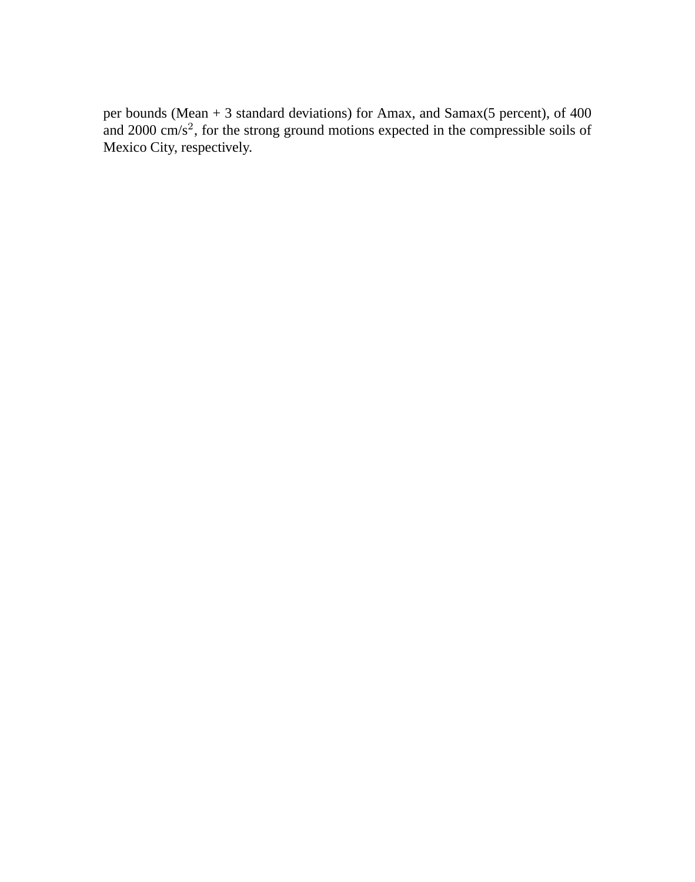per bounds (Mean + 3 standard deviations) for Amax, and Samax(5 percent), of 400 and 2000 cm/s$^2$, for the strong ground motions expected in the compressible soils of Mexico City, respectively.